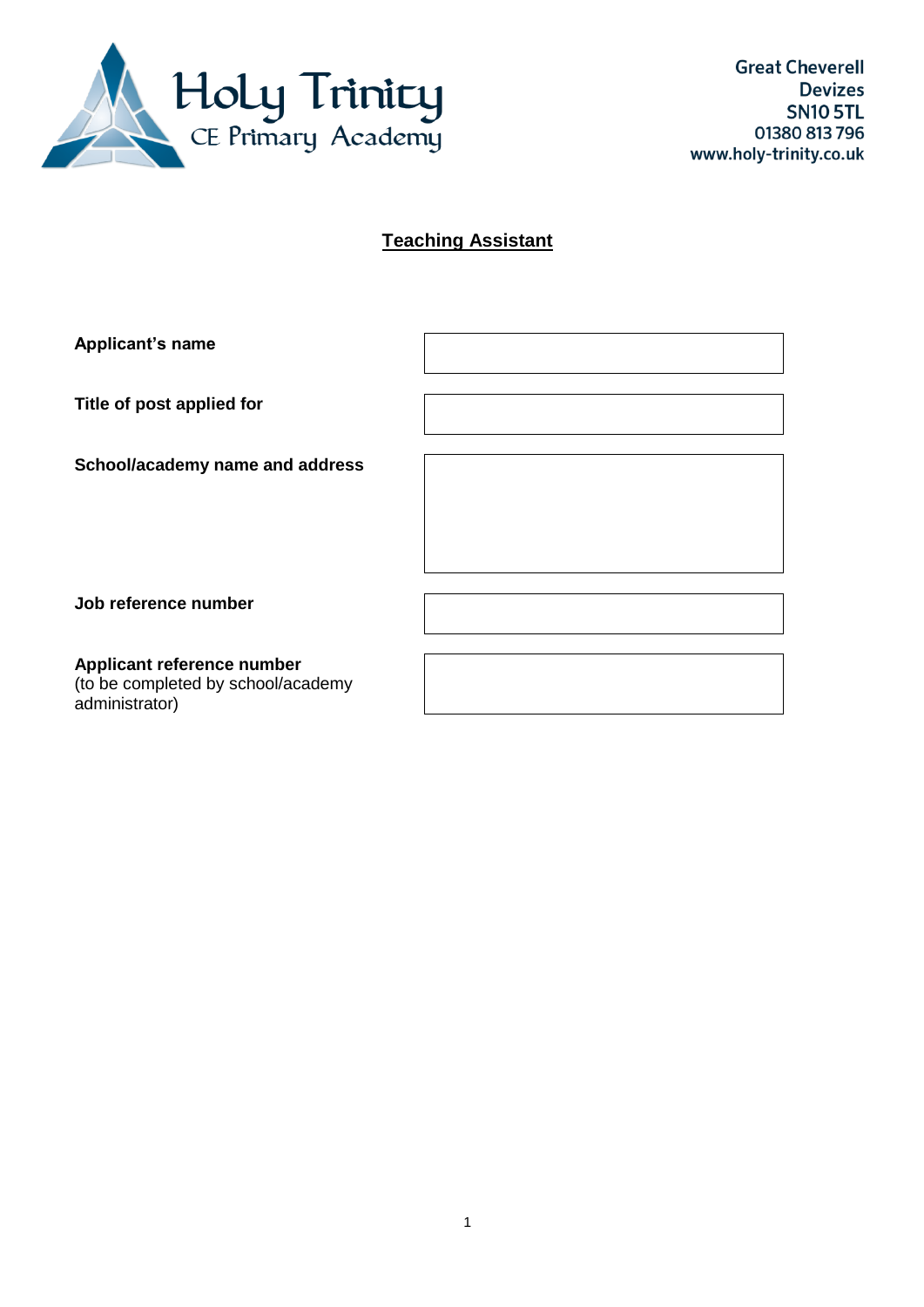Holy Trinity
CE Primary Academy

Great Cheverell
Devizes
SN10 5TL
01380 813 796
www.holy-trinity.co.uk

# Teaching Assistant

| | |
|---|---|
| **Applicant's name** | |
| **Title of post applied for** | |
| **School/academy name and address** | |
| **Job reference number** | |
| **Applicant reference number** (to be completed by school/academy administrator) | |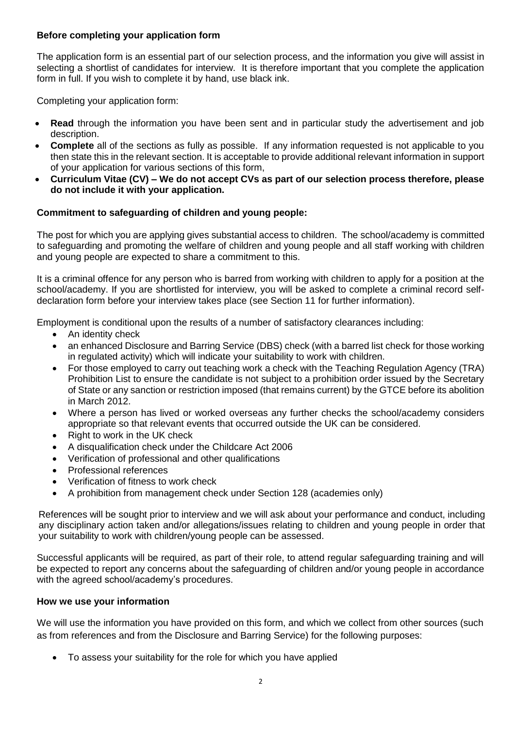**Before completing your application form**

The application form is an essential part of our selection process, and the information you give will assist in selecting a shortlist of candidates for interview. It is therefore important that you complete the application form in full. If you wish to complete it by hand, use black ink.

Completing your application form:

- **Read** through the information you have been sent and in particular study the advertisement and job description.
- **Complete** all of the sections as fully as possible. If any information requested is not applicable to you then state this in the relevant section. It is acceptable to provide additional relevant information in support of your application for various sections of this form,
- **Curriculum Vitae (CV) – We do not accept CVs as part of our selection process therefore, please do not include it with your application.**

**Commitment to safeguarding of children and young people:**

The post for which you are applying gives substantial access to children. The school/academy is committed to safeguarding and promoting the welfare of children and young people and all staff working with children and young people are expected to share a commitment to this.

It is a criminal offence for any person who is barred from working with children to apply for a position at the school/academy. If you are shortlisted for interview, you will be asked to complete a criminal record self-declaration form before your interview takes place (see Section 11 for further information).

Employment is conditional upon the results of a number of satisfactory clearances including:

- An identity check
- an enhanced Disclosure and Barring Service (DBS) check (with a barred list check for those working in regulated activity) which will indicate your suitability to work with children.
- For those employed to carry out teaching work a check with the Teaching Regulation Agency (TRA) Prohibition List to ensure the candidate is not subject to a prohibition order issued by the Secretary of State or any sanction or restriction imposed (that remains current) by the GTCE before its abolition in March 2012.
- Where a person has lived or worked overseas any further checks the school/academy considers appropriate so that relevant events that occurred outside the UK can be considered.
- Right to work in the UK check
- A disqualification check under the Childcare Act 2006
- Verification of professional and other qualifications
- Professional references
- Verification of fitness to work check
- A prohibition from management check under Section 128 (academies only)

References will be sought prior to interview and we will ask about your performance and conduct, including any disciplinary action taken and/or allegations/issues relating to children and young people in order that your suitability to work with children/young people can be assessed.

Successful applicants will be required, as part of their role, to attend regular safeguarding training and will be expected to report any concerns about the safeguarding of children and/or young people in accordance with the agreed school/academy's procedures.

**How we use your information**

We will use the information you have provided on this form, and which we collect from other sources (such as from references and from the Disclosure and Barring Service) for the following purposes:

- To assess your suitability for the role for which you have applied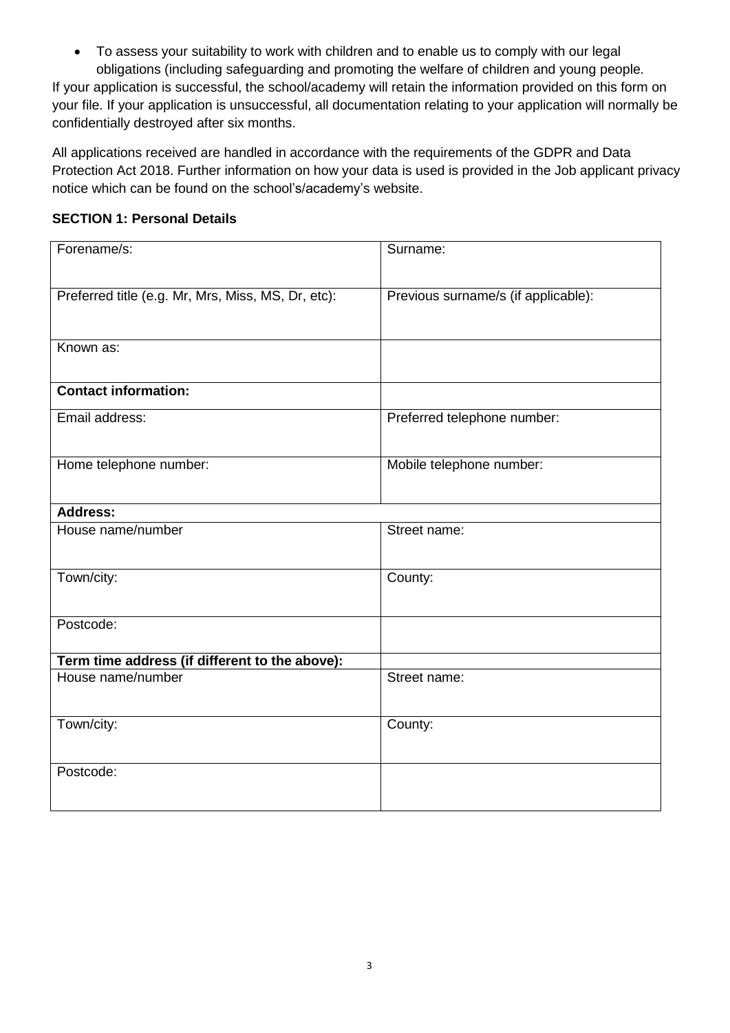- To assess your suitability to work with children and to enable us to comply with our legal obligations (including safeguarding and promoting the welfare of children and young people.

If your application is successful, the school/academy will retain the information provided on this form on your file. If your application is unsuccessful, all documentation relating to your application will normally be confidentially destroyed after six months.

All applications received are handled in accordance with the requirements of the GDPR and Data Protection Act 2018. Further information on how your data is used is provided in the Job applicant privacy notice which can be found on the school's/academy's website.

**SECTION 1: Personal Details**

| Forename/s: | Surname: |
|---|---|
| Preferred title (e.g. Mr, Mrs, Miss, MS, Dr, etc): | Previous surname/s (if applicable): |
| Known as: | |
| **Contact information:** | |
| Email address: | Preferred telephone number: |
| Home telephone number: | Mobile telephone number: |
| **Address:** | |
| House name/number | Street name: |
| Town/city: | County: |
| Postcode: | |
| **Term time address (if different to the above):** | |
| House name/number | Street name: |
| Town/city: | County: |
| Postcode: | |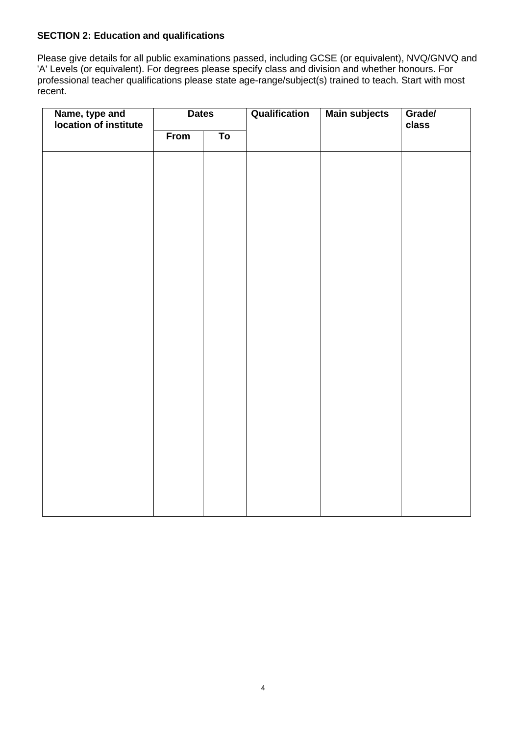**SECTION 2: Education and qualifications**

Please give details for all public examinations passed, including GCSE (or equivalent), NVQ/GNVQ and 'A' Levels (or equivalent). For degrees please specify class and division and whether honours. For professional teacher qualifications please state age-range/subject(s) trained to teach. Start with most recent.

| Name, type and location of institute | Dates | | Qualification | Main subjects | Grade/ class |
|---|---|---|---|---|---|
| | From | To | | | |
| | | | | | |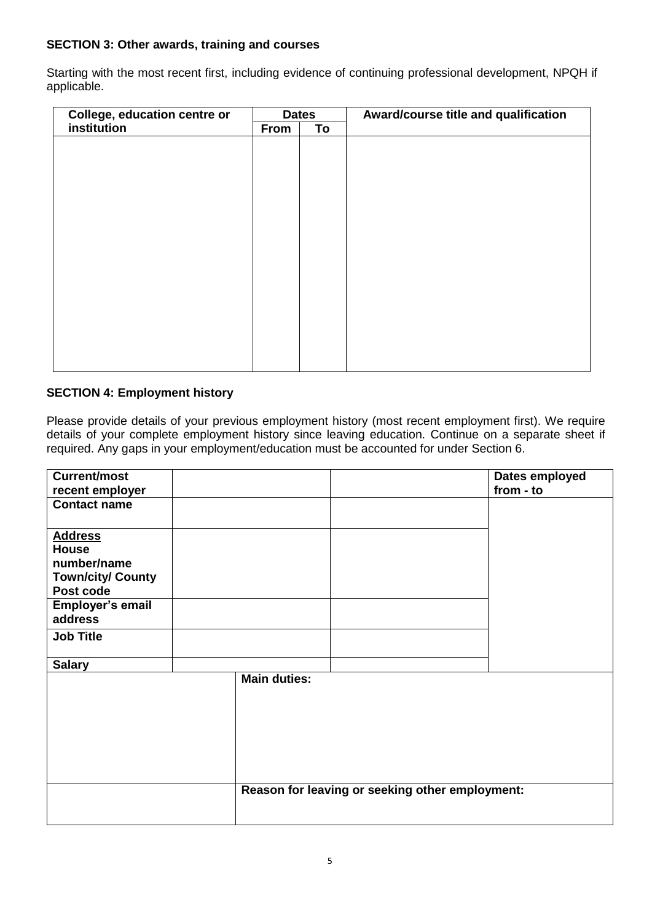**SECTION 3: Other awards, training and courses**

Starting with the most recent first, including evidence of continuing professional development, NPQH if applicable.

| College, education centre or institution | Dates | | Award/course title and qualification |
|---|---|---|---|
| | From | To | |
| | | | |

**SECTION 4: Employment history**

Please provide details of your previous employment history (most recent employment first). We require details of your complete employment history since leaving education. Continue on a separate sheet if required. Any gaps in your employment/education must be accounted for under Section 6.

| Current/most recent employer | | | Dates employed from - to |
|---|---|---|---|
| Contact name | | | |
| Address<br>House number/name<br>Town/city/ County<br>Post code | | | |
| Employer's email address | | | |
| Job Title | | | |
| Salary | | | |
| | Main duties: | | |
| | Reason for leaving or seeking other employment: | | |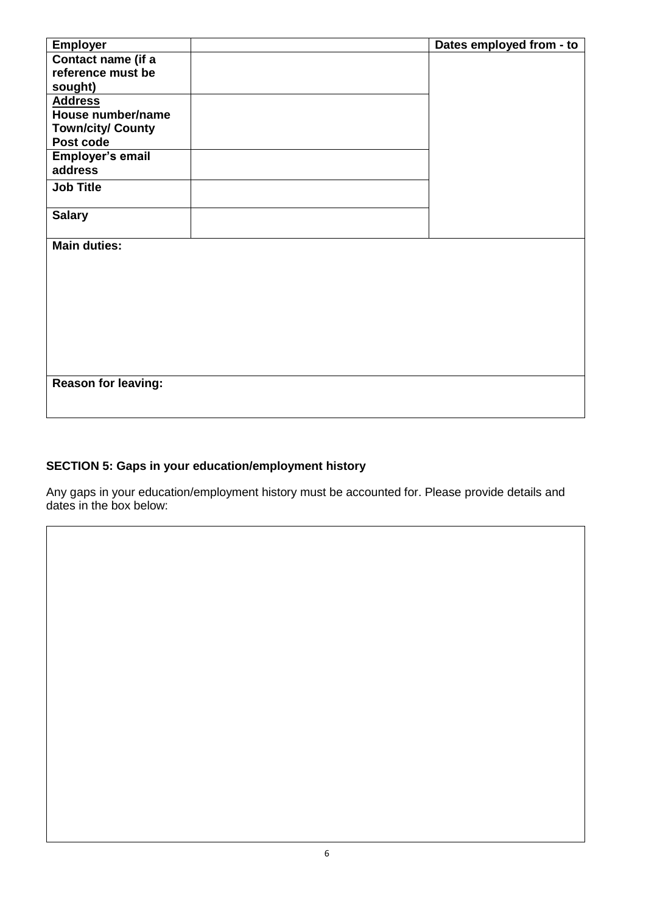| Employer | | Dates employed from - to |
|---|---|---|
| Contact name (if a reference must be sought) | | |
| Address<br>House number/name<br>Town/city/ County<br>Post code | | |
| Employer's email address | | |
| Job Title | | |
| Salary | | |
| Main duties: | | |
| Reason for leaving: | | |

## SECTION 5: Gaps in your education/employment history

Any gaps in your education/employment history must be accounted for. Please provide details and dates in the box below:

| |
|---|
| |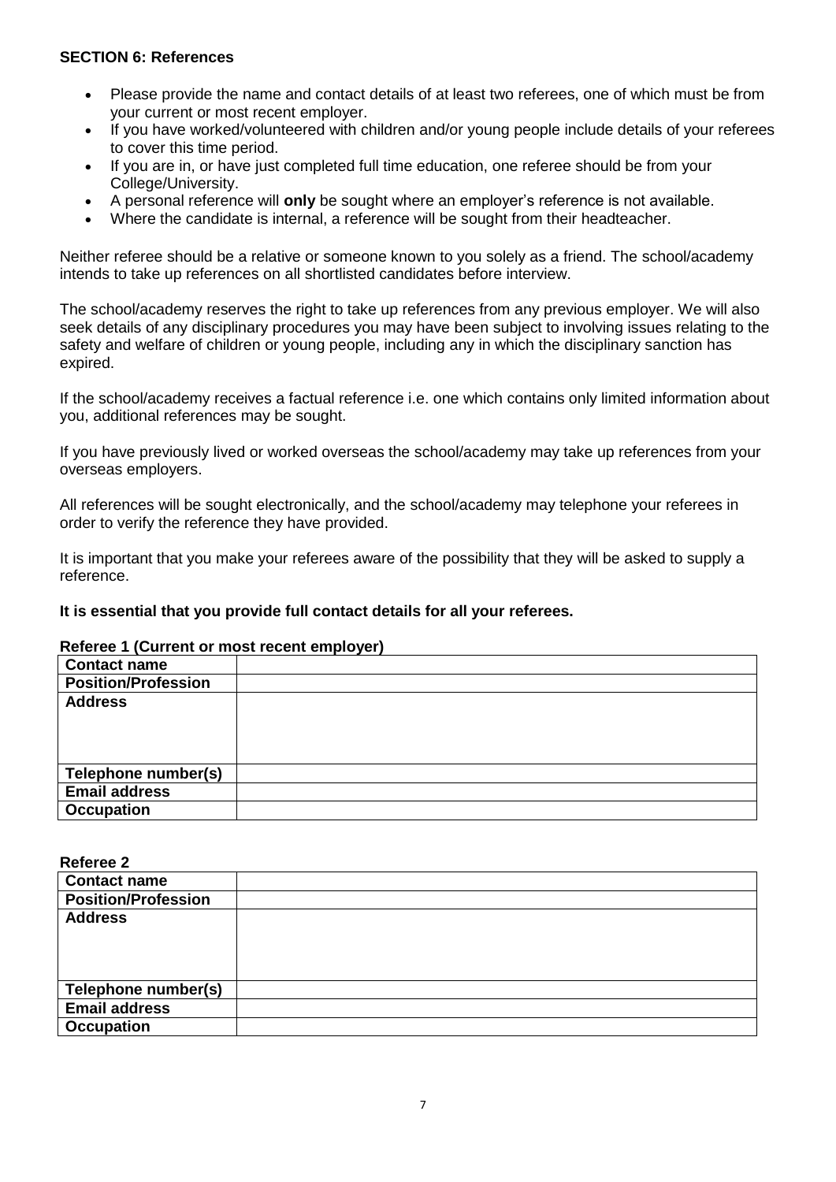**SECTION 6: References**

- Please provide the name and contact details of at least two referees, one of which must be from your current or most recent employer.
- If you have worked/volunteered with children and/or young people include details of your referees to cover this time period.
- If you are in, or have just completed full time education, one referee should be from your College/University.
- A personal reference will **only** be sought where an employer's reference is not available.
- Where the candidate is internal, a reference will be sought from their headteacher.

Neither referee should be a relative or someone known to you solely as a friend. The school/academy intends to take up references on all shortlisted candidates before interview.

The school/academy reserves the right to take up references from any previous employer. We will also seek details of any disciplinary procedures you may have been subject to involving issues relating to the safety and welfare of children or young people, including any in which the disciplinary sanction has expired.

If the school/academy receives a factual reference i.e. one which contains only limited information about you, additional references may be sought.

If you have previously lived or worked overseas the school/academy may take up references from your overseas employers.

All references will be sought electronically, and the school/academy may telephone your referees in order to verify the reference they have provided.

It is important that you make your referees aware of the possibility that they will be asked to supply a reference.

**It is essential that you provide full contact details for all your referees.**

**Referee 1 (Current or most recent employer)**

| | |
|---|---|
| **Contact name** | |
| **Position/Profession** | |
| **Address** | |
| **Telephone number(s)** | |
| **Email address** | |
| **Occupation** | |

**Referee 2**

| | |
|---|---|
| **Contact name** | |
| **Position/Profession** | |
| **Address** | |
| **Telephone number(s)** | |
| **Email address** | |
| **Occupation** | |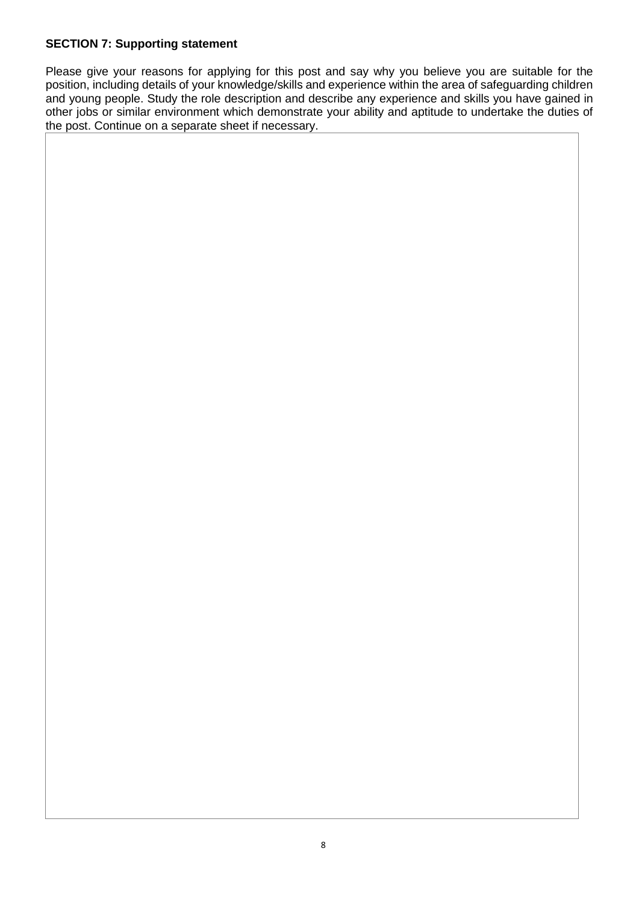**SECTION 7: Supporting statement**

Please give your reasons for applying for this post and say why you believe you are suitable for the position, including details of your knowledge/skills and experience within the area of safeguarding children and young people. Study the role description and describe any experience and skills you have gained in other jobs or similar environment which demonstrate your ability and aptitude to undertake the duties of the post. Continue on a separate sheet if necessary.

| |
|---|
| |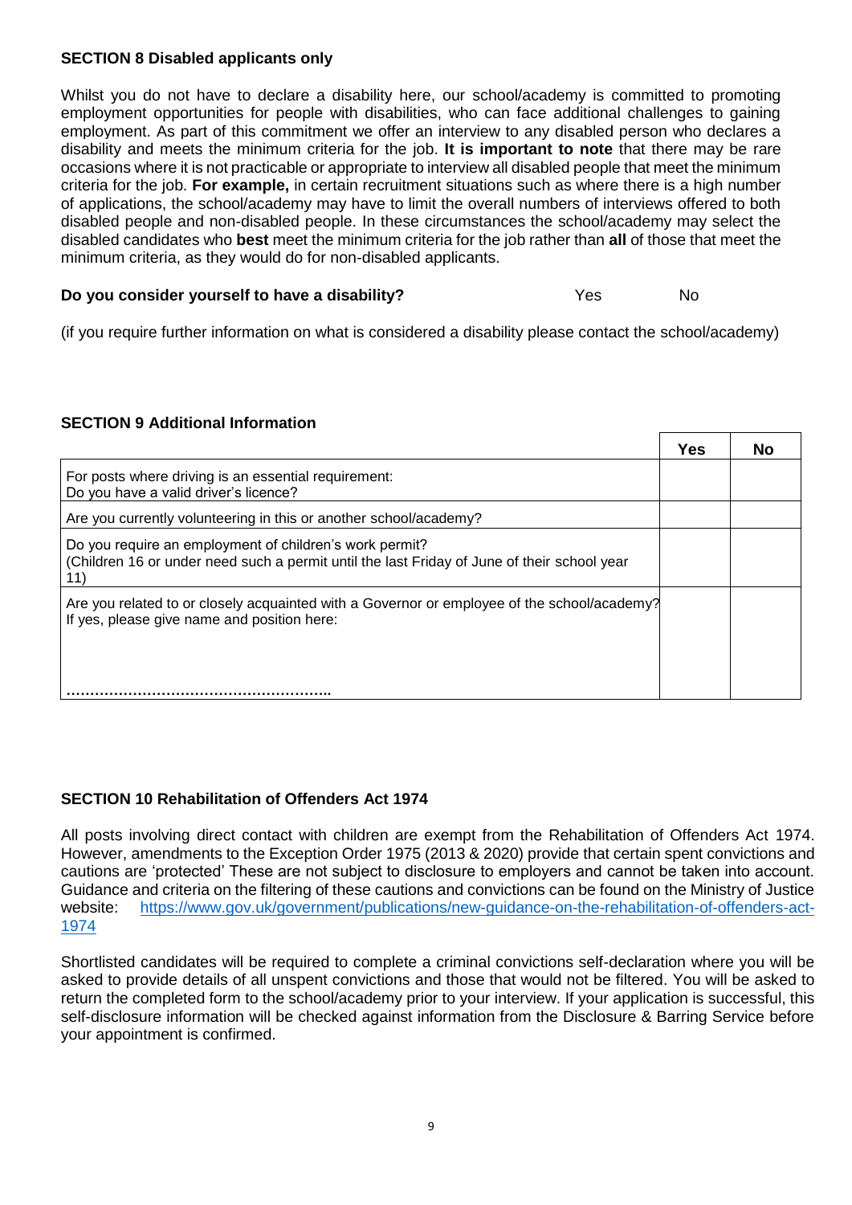**SECTION 8 Disabled applicants only**

Whilst you do not have to declare a disability here, our school/academy is committed to promoting employment opportunities for people with disabilities, who can face additional challenges to gaining employment. As part of this commitment we offer an interview to any disabled person who declares a disability and meets the minimum criteria for the job. **It is important to note** that there may be rare occasions where it is not practicable or appropriate to interview all disabled people that meet the minimum criteria for the job. **For example,** in certain recruitment situations such as where there is a high number of applications, the school/academy may have to limit the overall numbers of interviews offered to both disabled people and non-disabled people. In these circumstances the school/academy may select the disabled candidates who **best** meet the minimum criteria for the job rather than **all** of those that meet the minimum criteria, as they would do for non-disabled applicants.

**Do you consider yourself to have a disability?** Yes No

(if you require further information on what is considered a disability please contact the school/academy)

**SECTION 9 Additional Information**

| | Yes | No |
|---|---|---|
| For posts where driving is an essential requirement:<br>Do you have a valid driver's licence? | | |
| Are you currently volunteering in this or another school/academy? | | |
| Do you require an employment of children's work permit?<br>(Children 16 or under need such a permit until the last Friday of June of their school year 11) | | |
| Are you related to or closely acquainted with a Governor or employee of the school/academy?<br>If yes, please give name and position here:<br><br>……………………………………………….. | | |

**SECTION 10 Rehabilitation of Offenders Act 1974**

All posts involving direct contact with children are exempt from the Rehabilitation of Offenders Act 1974. However, amendments to the Exception Order 1975 (2013 & 2020) provide that certain spent convictions and cautions are 'protected' These are not subject to disclosure to employers and cannot be taken into account. Guidance and criteria on the filtering of these cautions and convictions can be found on the Ministry of Justice website: https://www.gov.uk/government/publications/new-guidance-on-the-rehabilitation-of-offenders-act-1974

Shortlisted candidates will be required to complete a criminal convictions self-declaration where you will be asked to provide details of all unspent convictions and those that would not be filtered. You will be asked to return the completed form to the school/academy prior to your interview. If your application is successful, this self-disclosure information will be checked against information from the Disclosure & Barring Service before your appointment is confirmed.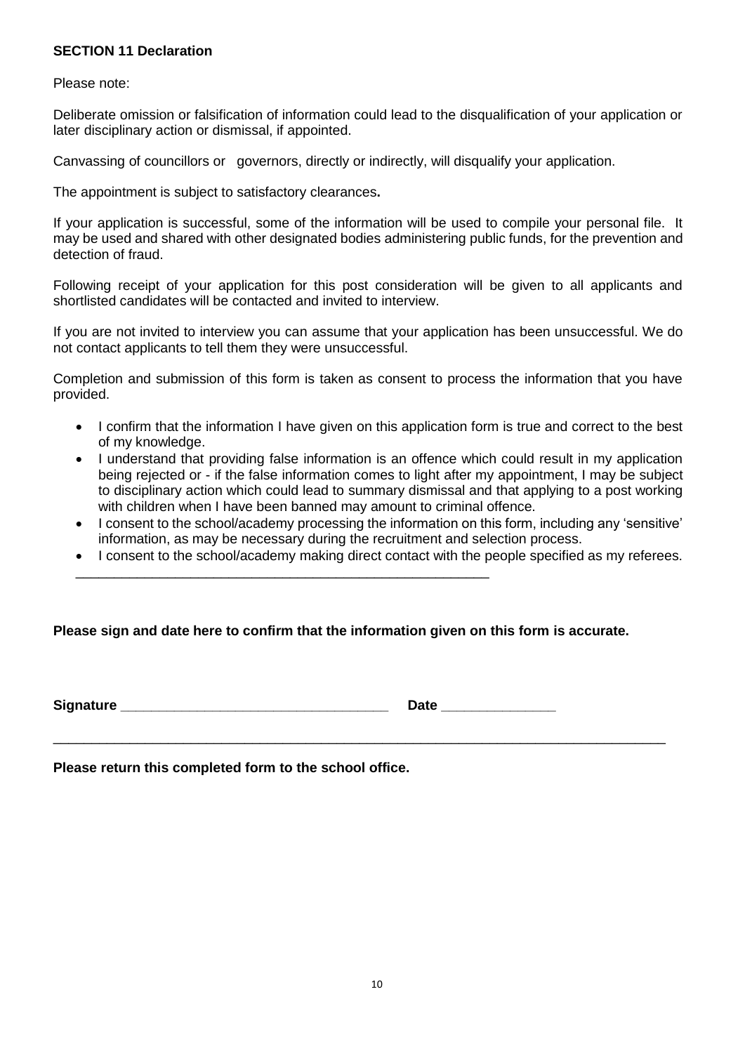**SECTION 11 Declaration**

Please note:

Deliberate omission or falsification of information could lead to the disqualification of your application or later disciplinary action or dismissal, if appointed.

Canvassing of councillors or governors, directly or indirectly, will disqualify your application.

The appointment is subject to satisfactory clearances**.**

If your application is successful, some of the information will be used to compile your personal file. It may be used and shared with other designated bodies administering public funds, for the prevention and detection of fraud.

Following receipt of your application for this post consideration will be given to all applicants and shortlisted candidates will be contacted and invited to interview.

If you are not invited to interview you can assume that your application has been unsuccessful. We do not contact applicants to tell them they were unsuccessful.

Completion and submission of this form is taken as consent to process the information that you have provided.

- I confirm that the information I have given on this application form is true and correct to the best of my knowledge.
- I understand that providing false information is an offence which could result in my application being rejected or - if the false information comes to light after my appointment, I may be subject to disciplinary action which could lead to summary dismissal and that applying to a post working with children when I have been banned may amount to criminal offence.
- I consent to the school/academy processing the information on this form, including any 'sensitive' information, as may be necessary during the recruitment and selection process.
- I consent to the school/academy making direct contact with the people specified as my referees.

---

**Please sign and date here to confirm that the information given on this form is accurate.**

**Signature** ___________________________________ **Date** _______________

---

**Please return this completed form to the school office.**